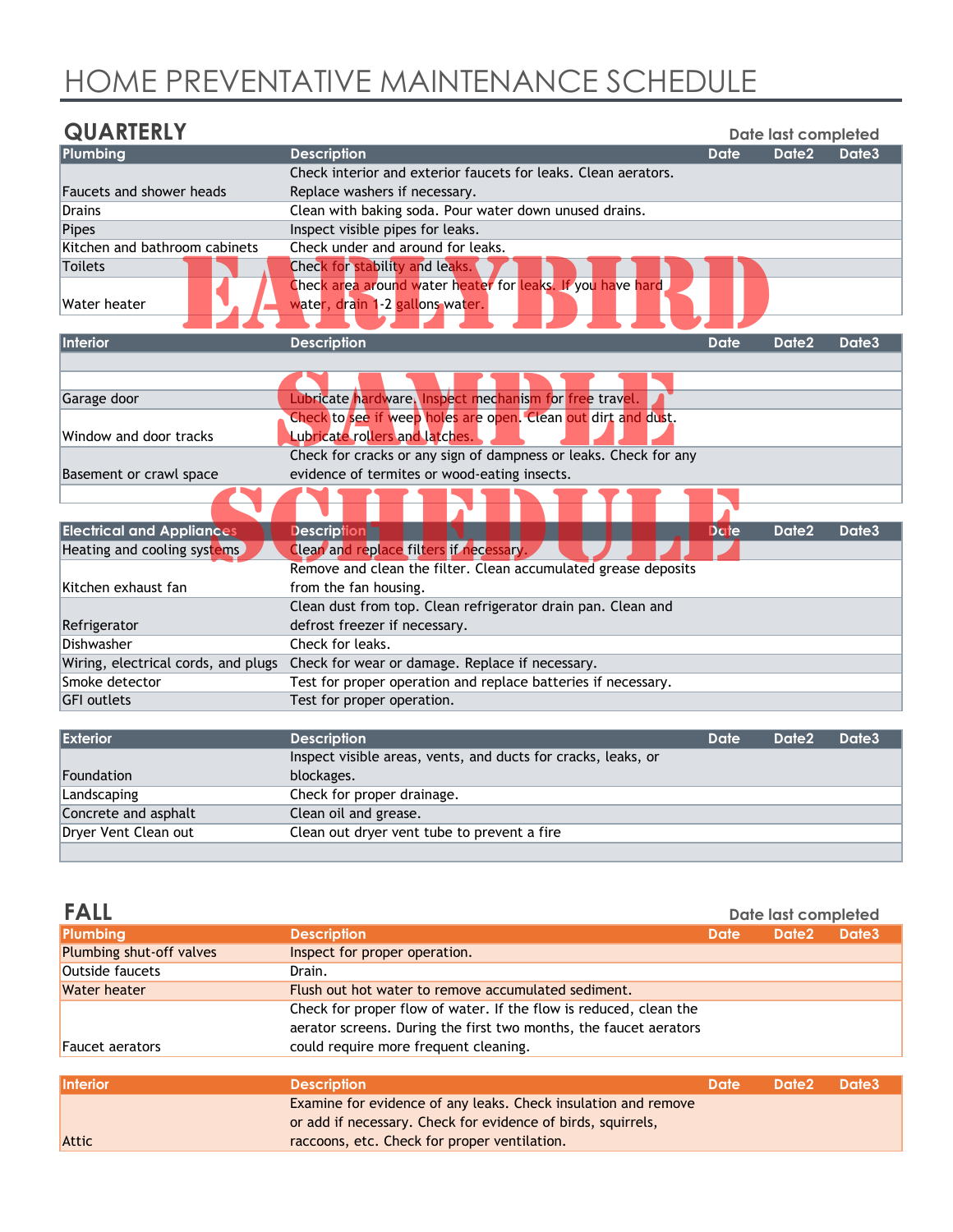# HOME PREVENTATIVE MAINTENANCE SCHEDULE

## QUARTERLY

Date last completed

| Plumbing | Description | Date | Date2 | Date3 |
|---|---|---|---|---|
| Faucets and shower heads | Check interior and exterior faucets for leaks. Clean aerators. Replace washers if necessary. | | | |
| Drains | Clean with baking soda. Pour water down unused drains. | | | |
| Pipes | Inspect visible pipes for leaks. | | | |
| Kitchen and bathroom cabinets | Check under and around for leaks. | | | |
| Toilets | Check for stability and leaks. | | | |
| Water heater | Check area around water heater for leaks. If you have hard water, drain 1-2 gallons water. | | | |

| Interior | Description | Date | Date2 | Date3 |
|---|---|---|---|---|
| | | | | |
| | | | | |
| Garage door | Lubricate hardware. Inspect mechanism for free travel. | | | |
| Window and door tracks | Check to see if weep holes are open. Clean out dirt and dust. Lubricate rollers and latches. | | | |
| Basement or crawl space | Check for cracks or any sign of dampness or leaks. Check for any evidence of termites or wood-eating insects. | | | |
| | | | | |

| Electrical and Appliances | Description | Date | Date2 | Date3 |
|---|---|---|---|---|
| Heating and cooling systems | Clean and replace filters if necessary. | | | |
| Kitchen exhaust fan | Remove and clean the filter. Clean accumulated grease deposits from the fan housing. | | | |
| Refrigerator | Clean dust from top. Clean refrigerator drain pan. Clean and defrost freezer if necessary. | | | |
| Dishwasher | Check for leaks. | | | |
| Wiring, electrical cords, and plugs | Check for wear or damage. Replace if necessary. | | | |
| Smoke detector | Test for proper operation and replace batteries if necessary. | | | |
| GFI outlets | Test for proper operation. | | | |

| Exterior | Description | Date | Date2 | Date3 |
|---|---|---|---|---|
| Foundation | Inspect visible areas, vents, and ducts for cracks, leaks, or blockages. | | | |
| Landscaping | Check for proper drainage. | | | |
| Concrete and asphalt | Clean oil and grease. | | | |
| Dryer Vent Clean out | Clean out dryer vent tube to prevent a fire | | | |
| | | | | |

## FALL

Date last completed

| Plumbing | Description | Date | Date2 | Date3 |
|---|---|---|---|---|
| Plumbing shut-off valves | Inspect for proper operation. | | | |
| Outside faucets | Drain. | | | |
| Water heater | Flush out hot water to remove accumulated sediment. | | | |
| Faucet aerators | Check for proper flow of water. If the flow is reduced, clean the aerator screens. During the first two months, the faucet aerators could require more frequent cleaning. | | | |

| Interior | Description | Date | Date2 | Date3 |
|---|---|---|---|---|
| Attic | Examine for evidence of any leaks. Check insulation and remove or add if necessary. Check for evidence of birds, squirrels, raccoons, etc. Check for proper ventilation. | | | |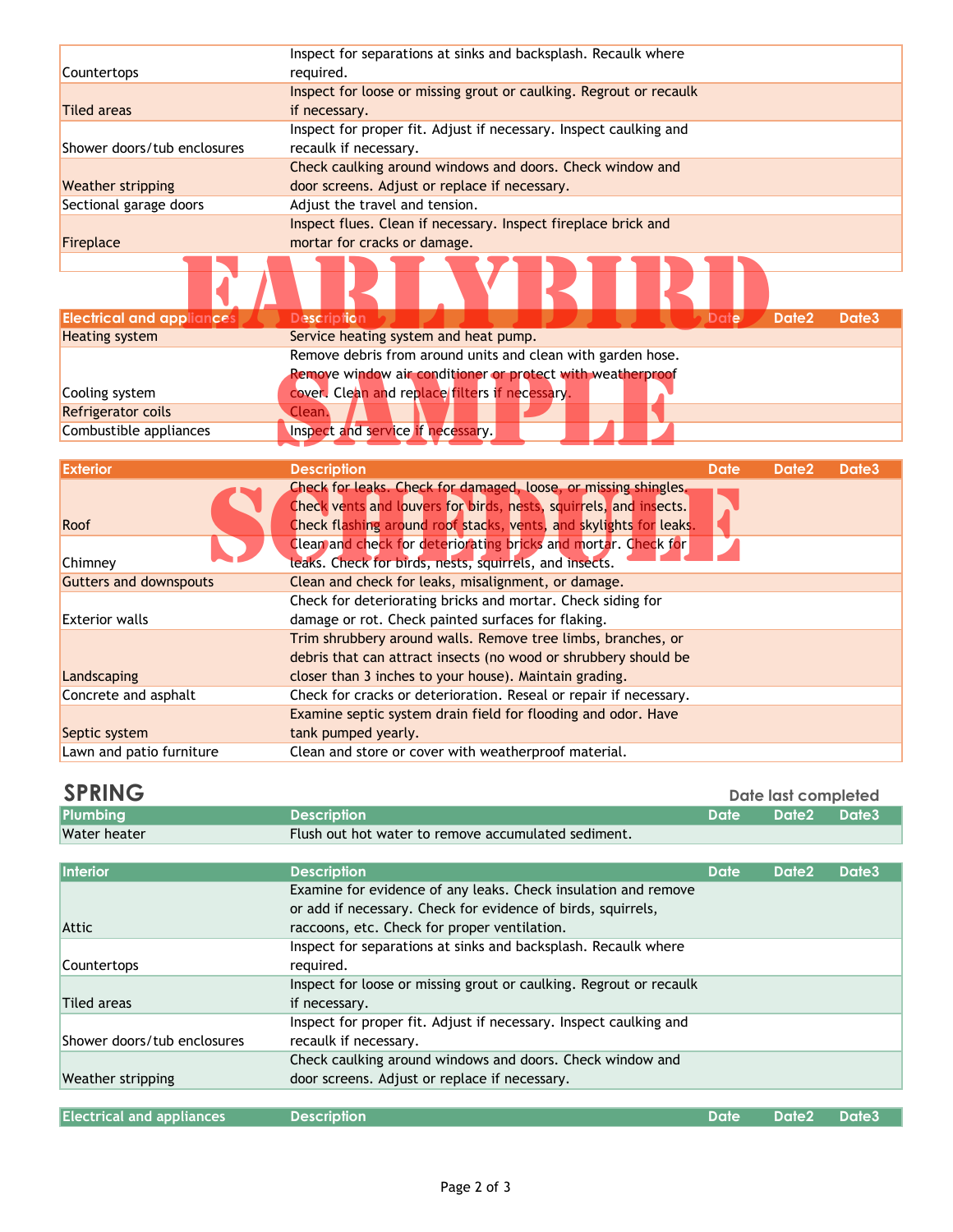| | | | | |
|---|---|---|---|---|
| Countertops | Inspect for separations at sinks and backsplash. Recaulk where required. | | | |
| Tiled areas | Inspect for loose or missing grout or caulking. Regrout or recaulk if necessary. | | | |
| Shower doors/tub enclosures | Inspect for proper fit. Adjust if necessary. Inspect caulking and recaulk if necessary. | | | |
| Weather stripping | Check caulking around windows and doors. Check window and door screens. Adjust or replace if necessary. | | | |
| Sectional garage doors | Adjust the travel and tension. | | | |
| Fireplace | Inspect flues. Clean if necessary. Inspect fireplace brick and mortar for cracks or damage. | | | |

EARLYBIRD SAMPLE SCHEDULE

| Electrical and appliances | Description | Date | Date2 | Date3 |
|---|---|---|---|---|
| Heating system | Service heating system and heat pump. | | | |
| Cooling system | Remove debris from around units and clean with garden hose. Remove window air conditioner or protect with weatherproof cover. Clean and replace filters if necessary. | | | |
| Refrigerator coils | Clean. | | | |
| Combustible appliances | Inspect and service if necessary. | | | |

| Exterior | Description | Date | Date2 | Date3 |
|---|---|---|---|---|
| Roof | Check for leaks. Check for damaged, loose, or missing shingles. Check vents and louvers for birds, nests, squirrels, and insects. Check flashing around roof stacks, vents, and skylights for leaks. | | | |
| Chimney | Clean and check for deteriorating bricks and mortar. Check for leaks. Check for birds, nests, squirrels, and insects. | | | |
| Gutters and downspouts | Clean and check for leaks, misalignment, or damage. | | | |
| Exterior walls | Check for deteriorating bricks and mortar. Check siding for damage or rot. Check painted surfaces for flaking. | | | |
| Landscaping | Trim shrubbery around walls. Remove tree limbs, branches, or debris that can attract insects (no wood or shrubbery should be closer than 3 inches to your house). Maintain grading. | | | |
| Concrete and asphalt | Check for cracks or deterioration. Reseal or repair if necessary. | | | |
| Septic system | Examine septic system drain field for flooding and odor. Have tank pumped yearly. | | | |
| Lawn and patio furniture | Clean and store or cover with weatherproof material. | | | |

## SPRING

Date last completed

| Plumbing | Description | Date | Date2 | Date3 |
|---|---|---|---|---|
| Water heater | Flush out hot water to remove accumulated sediment. | | | |

| Interior | Description | Date | Date2 | Date3 |
|---|---|---|---|---|
| Attic | Examine for evidence of any leaks. Check insulation and remove or add if necessary. Check for evidence of birds, squirrels, raccoons, etc. Check for proper ventilation. | | | |
| Countertops | Inspect for separations at sinks and backsplash. Recaulk where required. | | | |
| Tiled areas | Inspect for loose or missing grout or caulking. Regrout or recaulk if necessary. | | | |
| Shower doors/tub enclosures | Inspect for proper fit. Adjust if necessary. Inspect caulking and recaulk if necessary. | | | |
| Weather stripping | Check caulking around windows and doors. Check window and door screens. Adjust or replace if necessary. | | | |

| Electrical and appliances | Description | Date | Date2 | Date3 |
|---|---|---|---|---|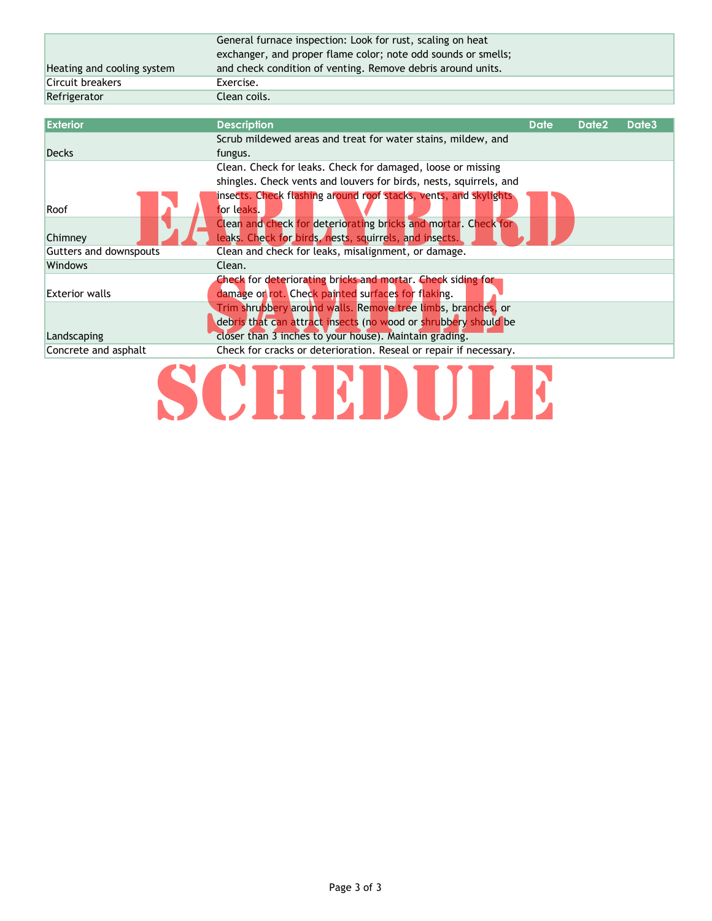| | | | | |
|---|---|---|---|---|
| Heating and cooling system | General furnace inspection: Look for rust, scaling on heat exchanger, and proper flame color; note odd sounds or smells; and check condition of venting. Remove debris around units. | | | |
| Circuit breakers | Exercise. | | | |
| Refrigerator | Clean coils. | | | |

| Exterior | Description | Date | Date2 | Date3 |
|---|---|---|---|---|
| Decks | Scrub mildewed areas and treat for water stains, mildew, and fungus. | | | |
| Roof | Clean. Check for leaks. Check for damaged, loose or missing shingles. Check vents and louvers for birds, nests, squirrels, and insects. Check flashing around roof stacks, vents, and skylights for leaks. | | | |
| Chimney | Clean and check for deteriorating bricks and mortar. Check for leaks. Check for birds, nests, squirrels, and insects. | | | |
| Gutters and downspouts | Clean and check for leaks, misalignment, or damage. | | | |
| Windows | Clean. | | | |
| Exterior walls | Check for deteriorating bricks and mortar. Check siding for damage or rot. Check painted surfaces for flaking. | | | |
| Landscaping | Trim shrubbery around walls. Remove tree limbs, branches, or debris that can attract insects (no wood or shrubbery should be closer than 3 inches to your house). Maintain grading. | | | |
| Concrete and asphalt | Check for cracks or deterioration. Reseal or repair if necessary. | | | |

EARLYBIRD SAMPLE SCHEDULE